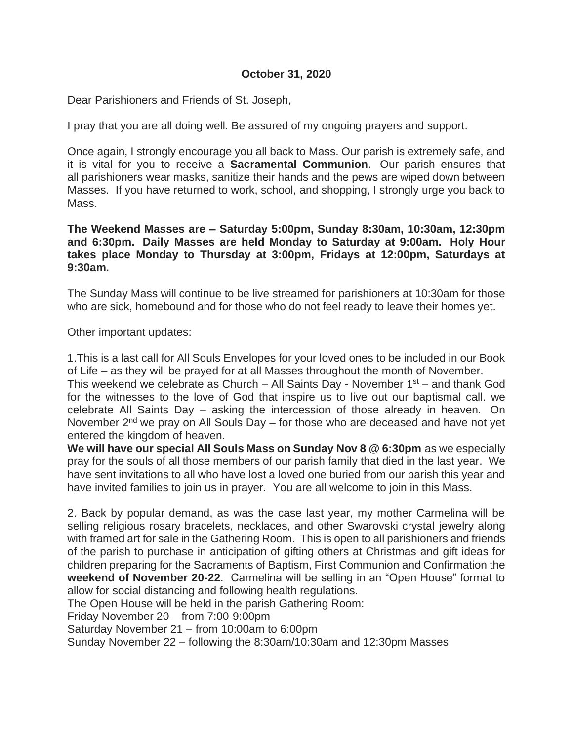**October 31, 2020**

Dear Parishioners and Friends of St. Joseph,

I pray that you are all doing well. Be assured of my ongoing prayers and support.

Once again, I strongly encourage you all back to Mass. Our parish is extremely safe, and it is vital for you to receive a **Sacramental Communion**. Our parish ensures that all parishioners wear masks, sanitize their hands and the pews are wiped down between Masses. If you have returned to work, school, and shopping, I strongly urge you back to Mass.

**The Weekend Masses are – Saturday 5:00pm, Sunday 8:30am, 10:30am, 12:30pm and 6:30pm. Daily Masses are held Monday to Saturday at 9:00am. Holy Hour takes place Monday to Thursday at 3:00pm, Fridays at 12:00pm, Saturdays at 9:30am.**

The Sunday Mass will continue to be live streamed for parishioners at 10:30am for those who are sick, homebound and for those who do not feel ready to leave their homes yet.

Other important updates:

1.This is a last call for All Souls Envelopes for your loved ones to be included in our Book of Life – as they will be prayed for at all Masses throughout the month of November.
This weekend we celebrate as Church – All Saints Day - November 1st – and thank God for the witnesses to the love of God that inspire us to live out our baptismal call. we celebrate All Saints Day – asking the intercession of those already in heaven. On November 2nd we pray on All Souls Day – for those who are deceased and have not yet entered the kingdom of heaven.
**We will have our special All Souls Mass on Sunday Nov 8 @ 6:30pm** as we especially pray for the souls of all those members of our parish family that died in the last year. We have sent invitations to all who have lost a loved one buried from our parish this year and have invited families to join us in prayer. You are all welcome to join in this Mass.

2. Back by popular demand, as was the case last year, my mother Carmelina will be selling religious rosary bracelets, necklaces, and other Swarovski crystal jewelry along with framed art for sale in the Gathering Room. This is open to all parishioners and friends of the parish to purchase in anticipation of gifting others at Christmas and gift ideas for children preparing for the Sacraments of Baptism, First Communion and Confirmation the **weekend of November 20-22**. Carmelina will be selling in an "Open House" format to allow for social distancing and following health regulations.
The Open House will be held in the parish Gathering Room:
Friday November 20 – from 7:00-9:00pm
Saturday November 21 – from 10:00am to 6:00pm
Sunday November 22 – following the 8:30am/10:30am and 12:30pm Masses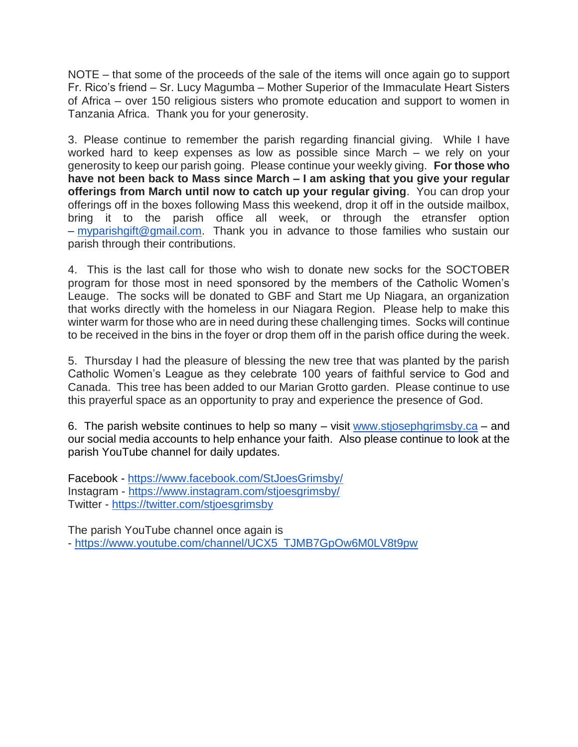NOTE – that some of the proceeds of the sale of the items will once again go to support Fr. Rico's friend – Sr. Lucy Magumba – Mother Superior of the Immaculate Heart Sisters of Africa – over 150 religious sisters who promote education and support to women in Tanzania Africa. Thank you for your generosity.

3. Please continue to remember the parish regarding financial giving. While I have worked hard to keep expenses as low as possible since March – we rely on your generosity to keep our parish going. Please continue your weekly giving. **For those who have not been back to Mass since March – I am asking that you give your regular offerings from March until now to catch up your regular giving**. You can drop your offerings off in the boxes following Mass this weekend, drop it off in the outside mailbox, bring it to the parish office all week, or through the etransfer option – myparishgift@gmail.com. Thank you in advance to those families who sustain our parish through their contributions.

4. This is the last call for those who wish to donate new socks for the SOCTOBER program for those most in need sponsored by the members of the Catholic Women's Leauge. The socks will be donated to GBF and Start me Up Niagara, an organization that works directly with the homeless in our Niagara Region. Please help to make this winter warm for those who are in need during these challenging times. Socks will continue to be received in the bins in the foyer or drop them off in the parish office during the week.

5. Thursday I had the pleasure of blessing the new tree that was planted by the parish Catholic Women's League as they celebrate 100 years of faithful service to God and Canada. This tree has been added to our Marian Grotto garden. Please continue to use this prayerful space as an opportunity to pray and experience the presence of God.

6. The parish website continues to help so many – visit www.stjosephgrimsby.ca – and our social media accounts to help enhance your faith. Also please continue to look at the parish YouTube channel for daily updates.

Facebook - https://www.facebook.com/StJoesGrimsby/
Instagram - https://www.instagram.com/stjoesgrimsby/
Twitter - https://twitter.com/stjoesgrimsby

The parish YouTube channel once again is
- https://www.youtube.com/channel/UCX5_TJMB7GpOw6M0LV8t9pw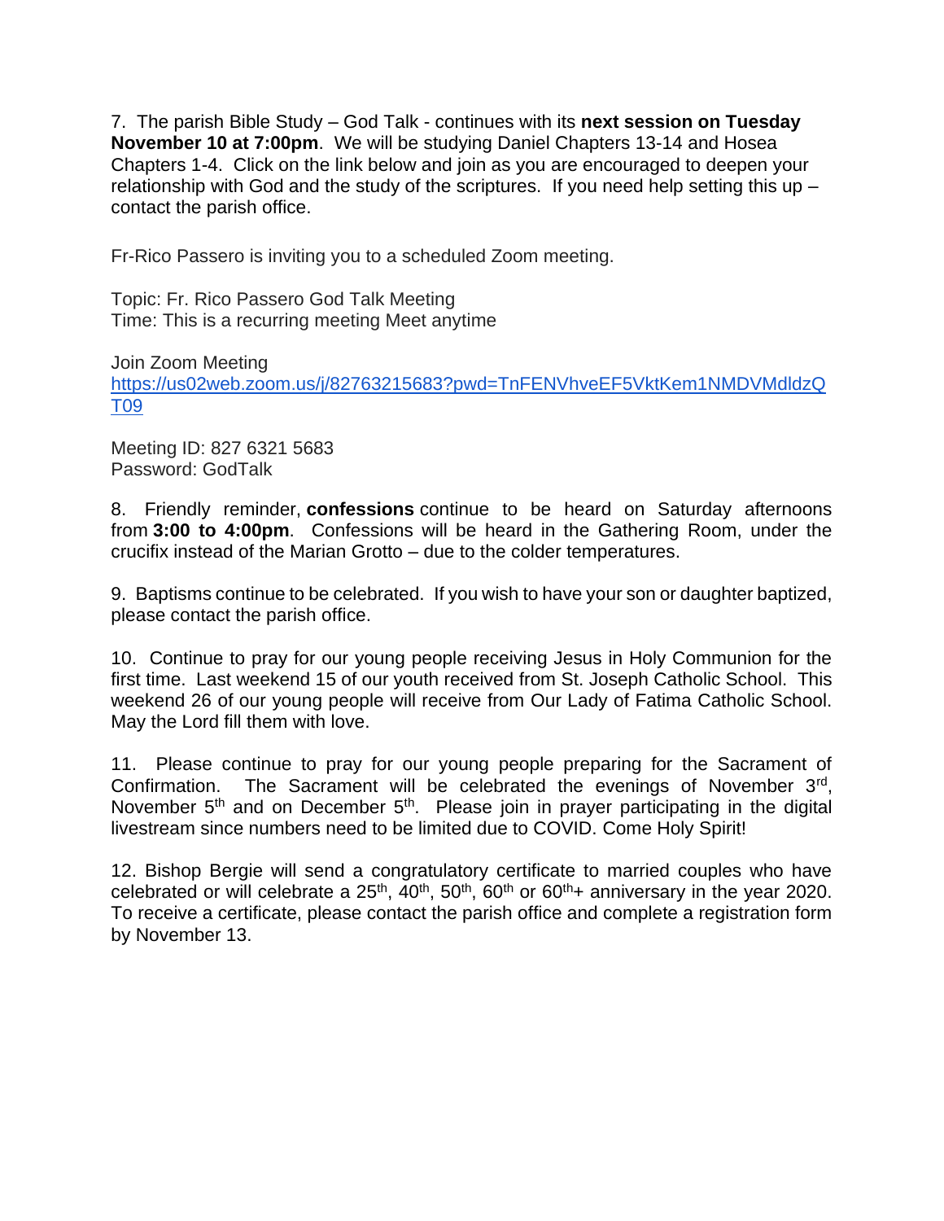7. The parish Bible Study – God Talk - continues with its **next session on Tuesday November 10 at 7:00pm**. We will be studying Daniel Chapters 13-14 and Hosea Chapters 1-4. Click on the link below and join as you are encouraged to deepen your relationship with God and the study of the scriptures. If you need help setting this up – contact the parish office.

Fr-Rico Passero is inviting you to a scheduled Zoom meeting.

Topic: Fr. Rico Passero God Talk Meeting
Time: This is a recurring meeting Meet anytime

Join Zoom Meeting
https://us02web.zoom.us/j/82763215683?pwd=TnFENVhveEF5VktKem1NMDVMdldzQT09

Meeting ID: 827 6321 5683
Password: GodTalk

8. Friendly reminder, **confessions** continue to be heard on Saturday afternoons from **3:00 to 4:00pm**. Confessions will be heard in the Gathering Room, under the crucifix instead of the Marian Grotto – due to the colder temperatures.

9. Baptisms continue to be celebrated. If you wish to have your son or daughter baptized, please contact the parish office.

10. Continue to pray for our young people receiving Jesus in Holy Communion for the first time. Last weekend 15 of our youth received from St. Joseph Catholic School. This weekend 26 of our young people will receive from Our Lady of Fatima Catholic School. May the Lord fill them with love.

11. Please continue to pray for our young people preparing for the Sacrament of Confirmation. The Sacrament will be celebrated the evenings of November 3rd, November 5th and on December 5th. Please join in prayer participating in the digital livestream since numbers need to be limited due to COVID. Come Holy Spirit!

12. Bishop Bergie will send a congratulatory certificate to married couples who have celebrated or will celebrate a 25th, 40th, 50th, 60th or 60th+ anniversary in the year 2020. To receive a certificate, please contact the parish office and complete a registration form by November 13.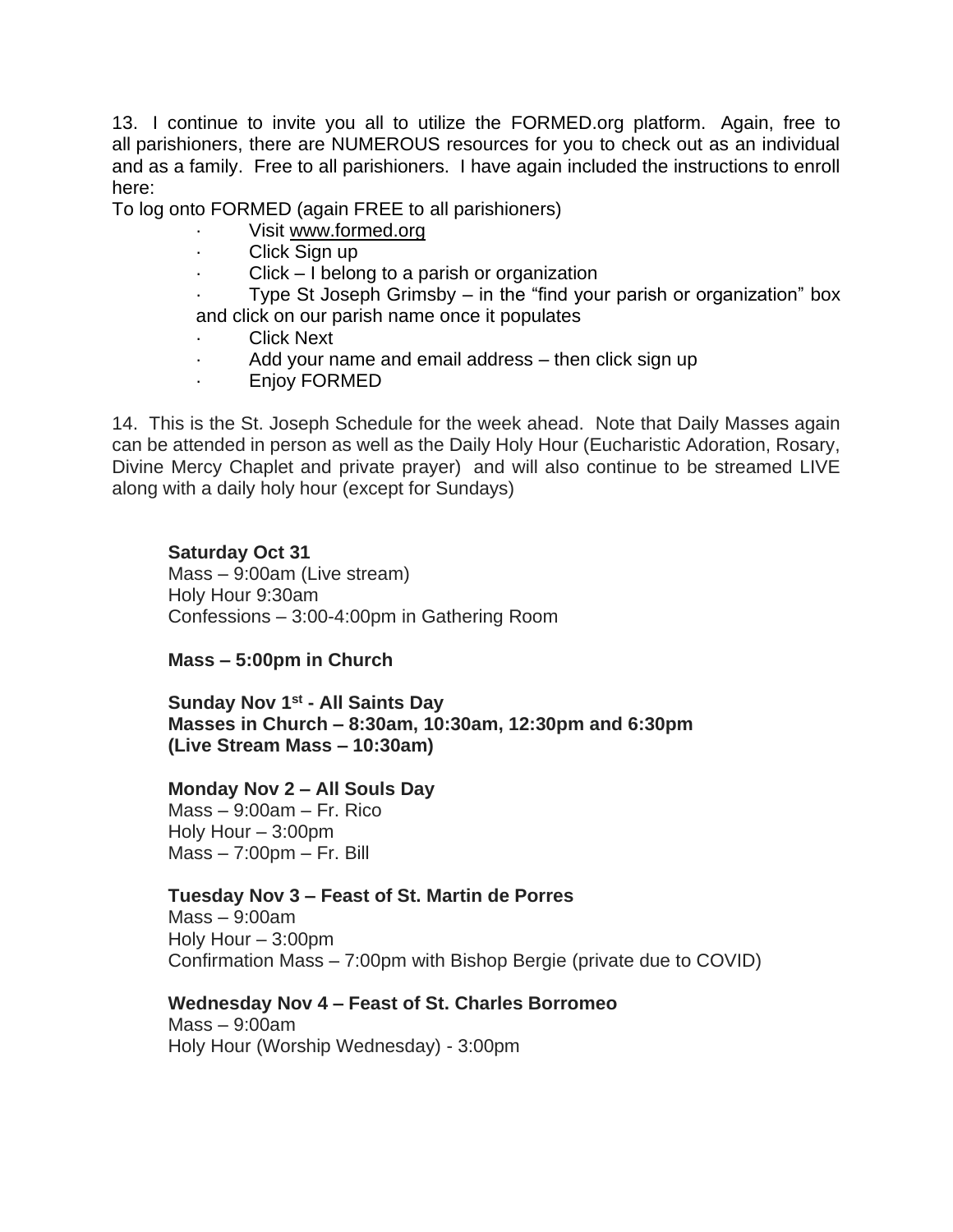13. I continue to invite you all to utilize the FORMED.org platform. Again, free to all parishioners, there are NUMEROUS resources for you to check out as an individual and as a family. Free to all parishioners. I have again included the instructions to enroll here:

To log onto FORMED (again FREE to all parishioners)

- Visit www.formed.org
- Click Sign up
- Click – I belong to a parish or organization
- Type St Joseph Grimsby – in the "find your parish or organization" box and click on our parish name once it populates
- Click Next
- Add your name and email address – then click sign up
- Enjoy FORMED

14. This is the St. Joseph Schedule for the week ahead. Note that Daily Masses again can be attended in person as well as the Daily Holy Hour (Eucharistic Adoration, Rosary, Divine Mercy Chaplet and private prayer) and will also continue to be streamed LIVE along with a daily holy hour (except for Sundays)

**Saturday Oct 31**
Mass – 9:00am (Live stream)
Holy Hour 9:30am
Confessions – 3:00-4:00pm in Gathering Room

**Mass – 5:00pm in Church**

**Sunday Nov 1st - All Saints Day**
**Masses in Church – 8:30am, 10:30am, 12:30pm and 6:30pm**
**(Live Stream Mass – 10:30am)**

**Monday Nov 2 – All Souls Day**
Mass – 9:00am – Fr. Rico
Holy Hour – 3:00pm
Mass – 7:00pm – Fr. Bill

**Tuesday Nov 3 – Feast of St. Martin de Porres**
Mass – 9:00am
Holy Hour – 3:00pm
Confirmation Mass – 7:00pm with Bishop Bergie (private due to COVID)

**Wednesday Nov 4 – Feast of St. Charles Borromeo**
Mass – 9:00am
Holy Hour (Worship Wednesday) - 3:00pm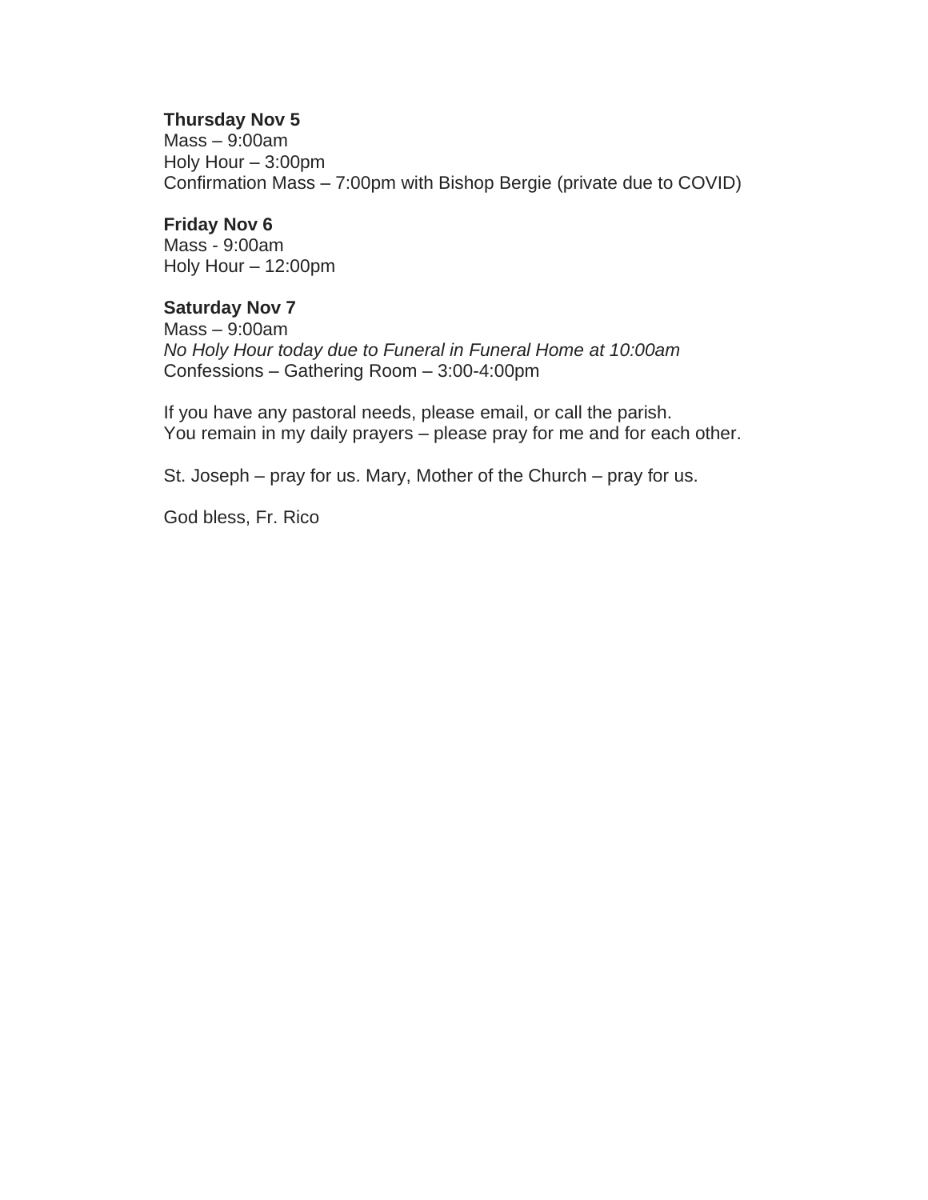**Thursday Nov 5**
Mass – 9:00am
Holy Hour – 3:00pm
Confirmation Mass – 7:00pm with Bishop Bergie (private due to COVID)

**Friday Nov 6**
Mass - 9:00am
Holy Hour – 12:00pm

**Saturday Nov 7**
Mass – 9:00am
*No Holy Hour today due to Funeral in Funeral Home at 10:00am*
Confessions – Gathering Room – 3:00-4:00pm

If you have any pastoral needs, please email, or call the parish.
You remain in my daily prayers – please pray for me and for each other.

St. Joseph – pray for us. Mary, Mother of the Church – pray for us.

God bless, Fr. Rico